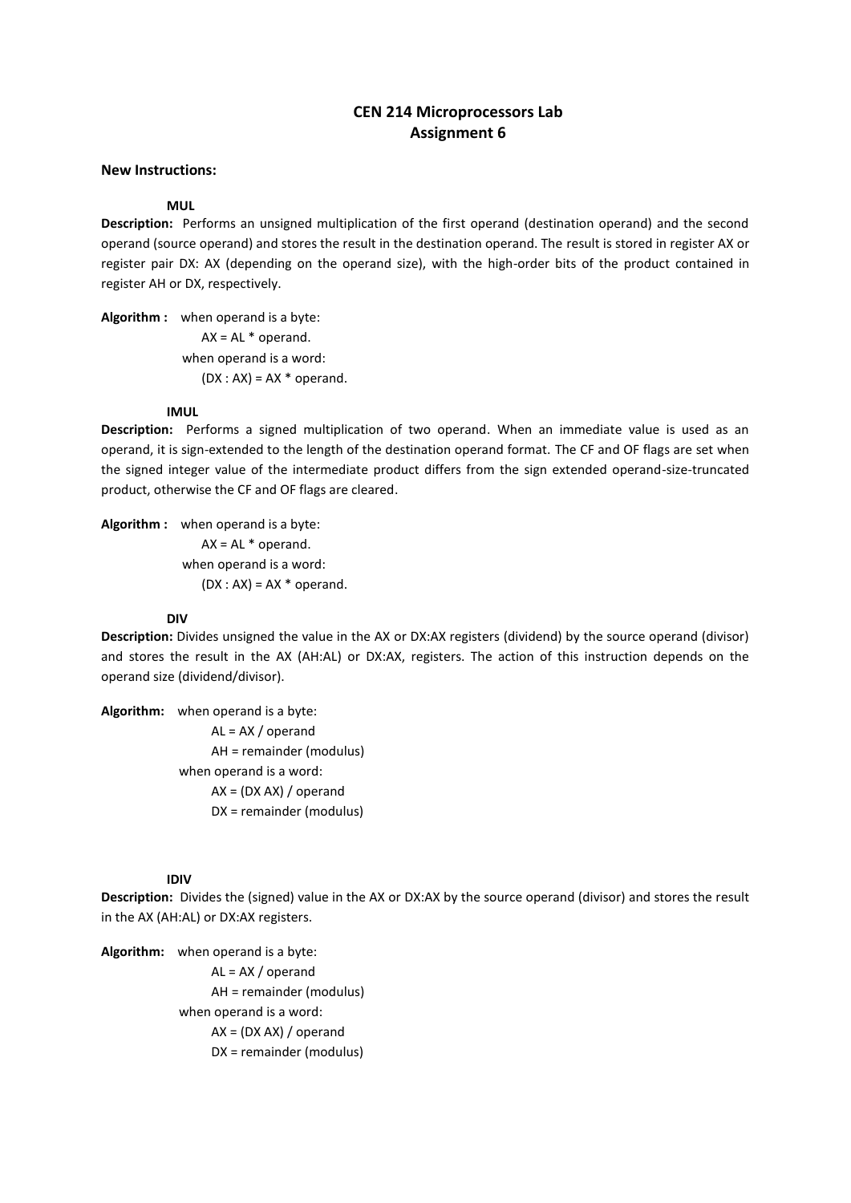# CEN 214 Microprocessors Lab
## Assignment 6

**New Instructions:**

**MUL**

**Description:** Performs an unsigned multiplication of the first operand (destination operand) and the second operand (source operand) and stores the result in the destination operand. The result is stored in register AX or register pair DX: AX (depending on the operand size), with the high-order bits of the product contained in register AH or DX, respectively.

**Algorithm :** when operand is a byte:
AX = AL * operand.
when operand is a word:
(DX : AX) = AX * operand.

**IMUL**

**Description:** Performs a signed multiplication of two operand. When an immediate value is used as an operand, it is sign-extended to the length of the destination operand format. The CF and OF flags are set when the signed integer value of the intermediate product differs from the sign extended operand-size-truncated product, otherwise the CF and OF flags are cleared.

**Algorithm :** when operand is a byte:
AX = AL * operand.
when operand is a word:
(DX : AX) = AX * operand.

**DIV**

**Description:** Divides unsigned the value in the AX or DX:AX registers (dividend) by the source operand (divisor) and stores the result in the AX (AH:AL) or DX:AX, registers. The action of this instruction depends on the operand size (dividend/divisor).

**Algorithm:** when operand is a byte:
AL = AX / operand
AH = remainder (modulus)
when operand is a word:
AX = (DX AX) / operand
DX = remainder (modulus)

**IDIV**

**Description:** Divides the (signed) value in the AX or DX:AX by the source operand (divisor) and stores the result in the AX (AH:AL) or DX:AX registers.

**Algorithm:** when operand is a byte:
AL = AX / operand
AH = remainder (modulus)
when operand is a word:
AX = (DX AX) / operand
DX = remainder (modulus)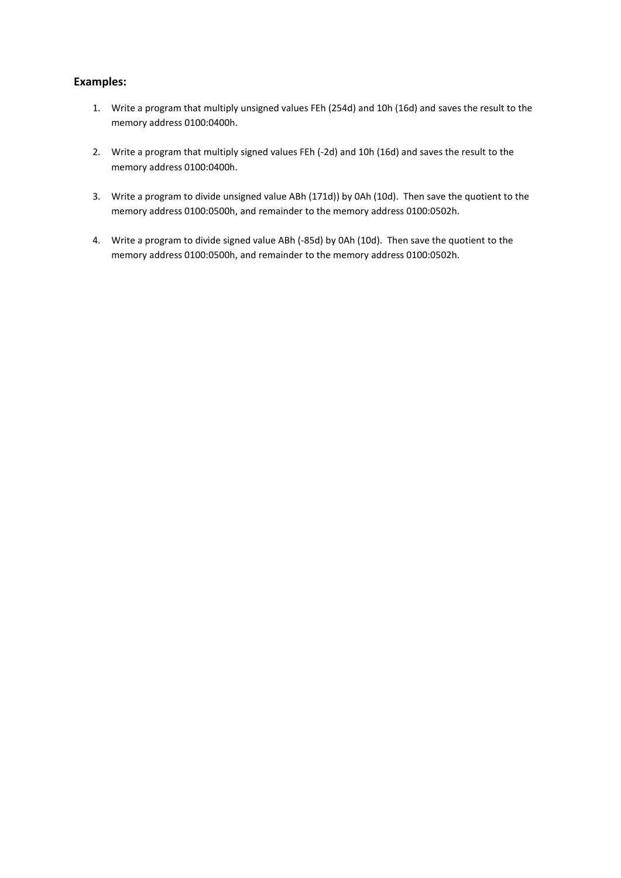### Examples:

1. Write a program that multiply unsigned values FEh (254d) and 10h (16d) and saves the result to the memory address 0100:0400h.

2. Write a program that multiply signed values FEh (-2d) and 10h (16d) and saves the result to the memory address 0100:0400h.

3. Write a program to divide unsigned value ABh (171d)) by 0Ah (10d). Then save the quotient to the memory address 0100:0500h, and remainder to the memory address 0100:0502h.

4. Write a program to divide signed value ABh (-85d) by 0Ah (10d). Then save the quotient to the memory address 0100:0500h, and remainder to the memory address 0100:0502h.